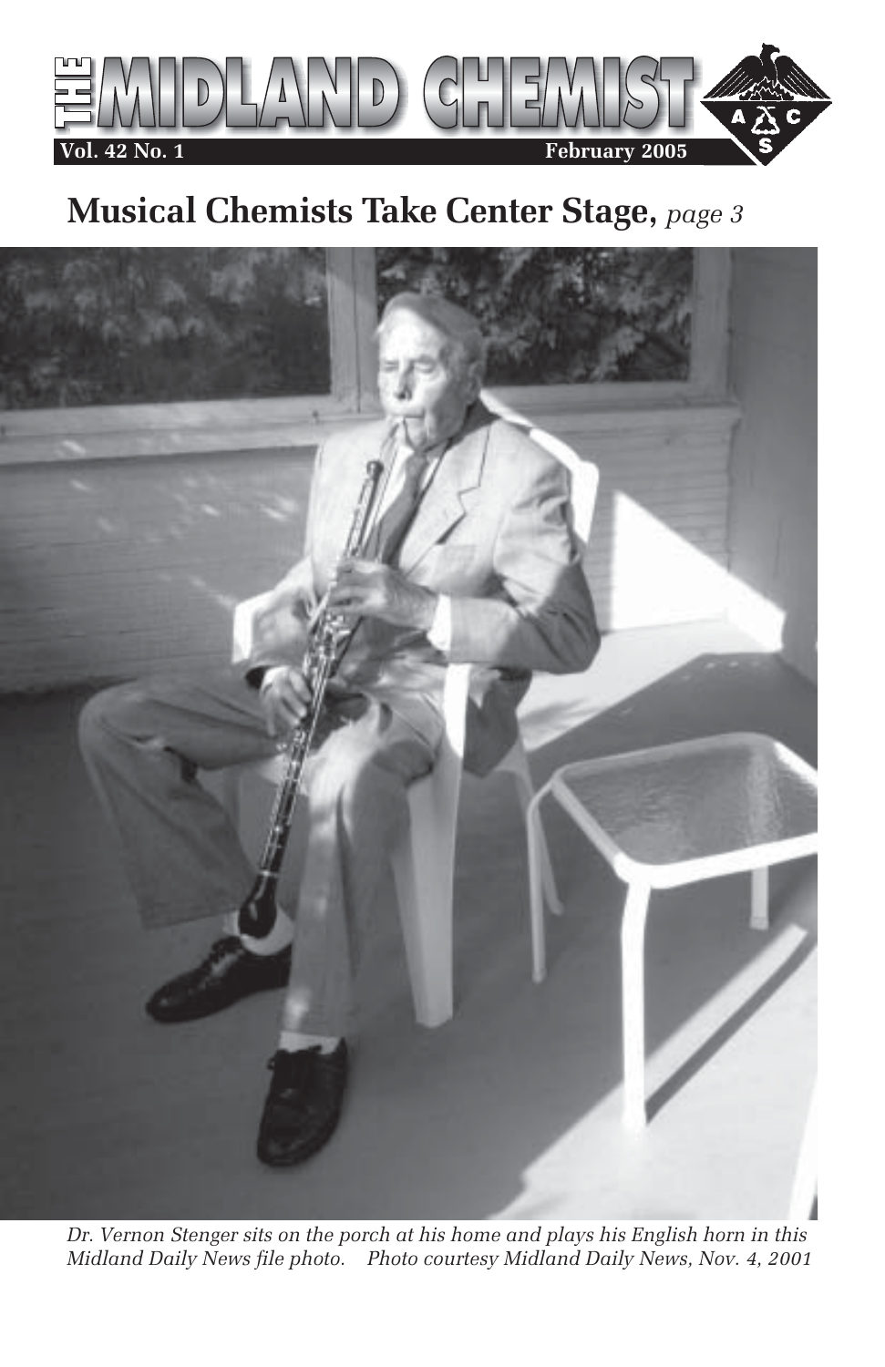# THE MIDLAND CHEMIST

**Vol. 42 No. 1** **February 2005**

## Musical Chemists Take Center Stage, *page 3*

*Dr. Vernon Stenger sits on the porch at his home and plays his English horn in this Midland Daily News file photo. Photo courtesy Midland Daily News, Nov. 4, 2001*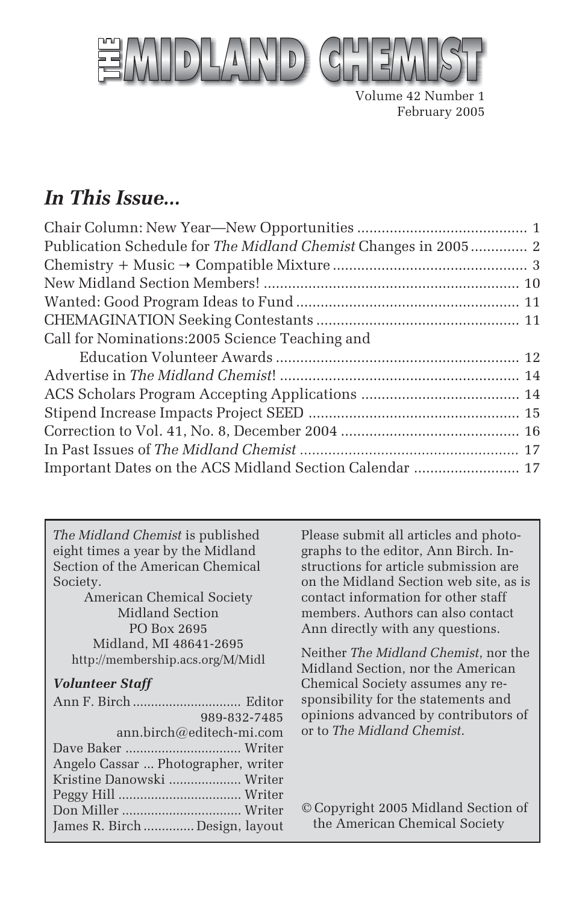# THE MIDLAND CHEMIST

Volume 42 Number 1
February 2005

## *In This Issue...*

Chair Column: New Year—New Opportunities ........................................ 1
Publication Schedule for *The Midland Chemist* Changes in 2005 ............. 2
Chemistry + Music → Compatible Mixture ............................................... 3
New Midland Section Members! ............................................................. 10
Wanted: Good Program Ideas to Fund ..................................................... 11
CHEMAGINATION Seeking Contestants ................................................. 11
Call for Nominations:2005 Science Teaching and
Education Volunteer Awards .......................................................... 12
Advertise in *The Midland Chemist*! .......................................................... 14
ACS Scholars Program Accepting Applications ...................................... 14
Stipend Increase Impacts Project SEED ................................................... 15
Correction to Vol. 41, No. 8, December 2004 ........................................... 16
In Past Issues of *The Midland Chemist* ..................................................... 17
Important Dates on the ACS Midland Section Calendar ......................... 17

*The Midland Chemist* is published eight times a year by the Midland Section of the American Chemical Society.

American Chemical Society
Midland Section
PO Box 2695
Midland, MI 48641-2695
http://membership.acs.org/M/Midl

***Volunteer Staff***

Ann F. Birch ............................. Editor
989-832-7485
ann.birch@editech-mi.com
Dave Baker ............................... Writer
Angelo Cassar ... Photographer, writer
Kristine Danowski ................... Writer
Peggy Hill ................................. Writer
Don Miller ................................ Writer
James R. Birch ............. Design, layout

Please submit all articles and photographs to the editor, Ann Birch. Instructions for article submission are on the Midland Section web site, as is contact information for other staff members. Authors can also contact Ann directly with any questions.

Neither *The Midland Chemist*, nor the Midland Section, nor the American Chemical Society assumes any responsibility for the statements and opinions advanced by contributors of or to *The Midland Chemist*.

© Copyright 2005 Midland Section of the American Chemical Society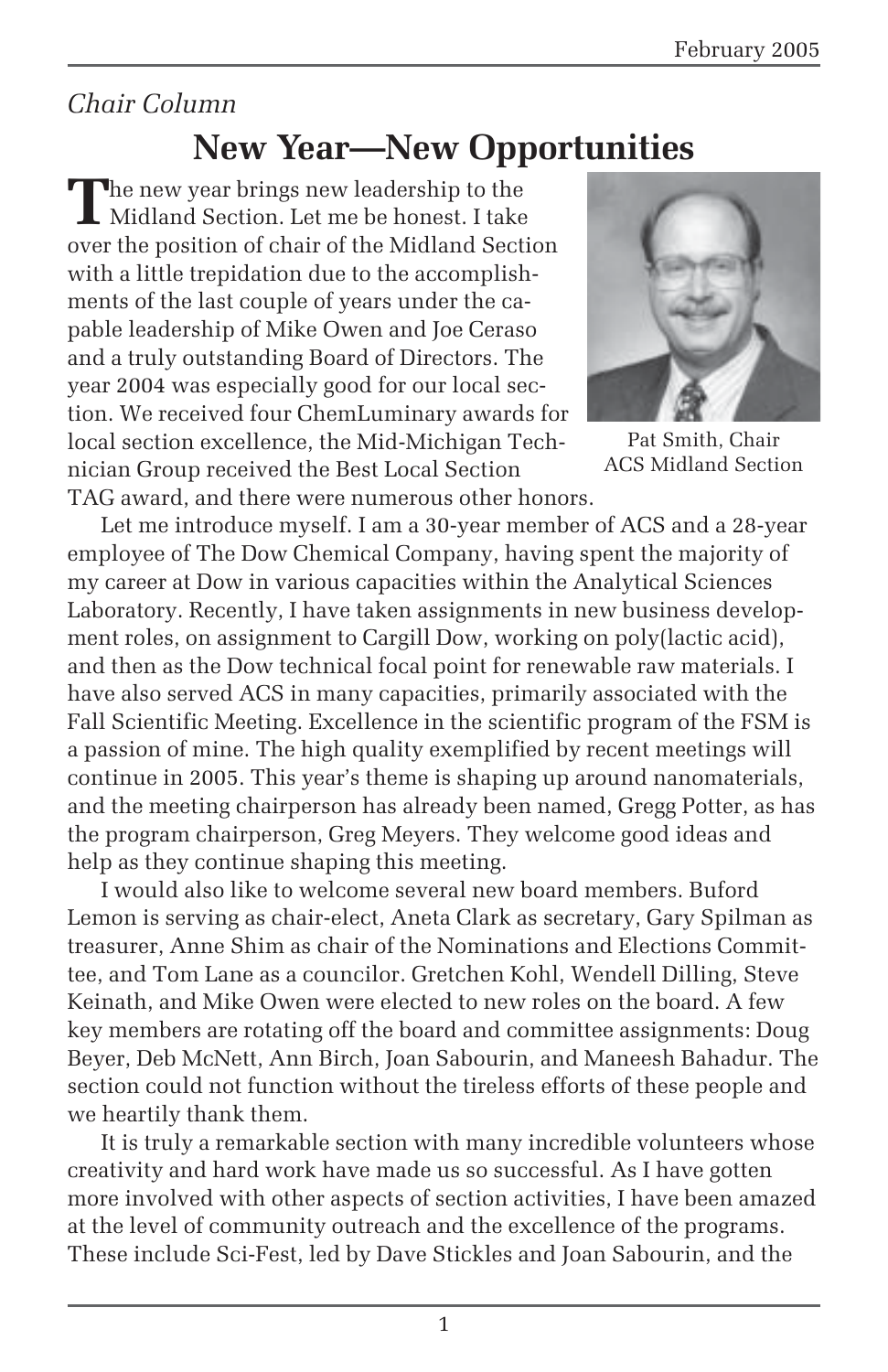*Chair Column*

# New Year—New Opportunities

The new year brings new leadership to the Midland Section. Let me be honest. I take over the position of chair of the Midland Section with a little trepidation due to the accomplishments of the last couple of years under the capable leadership of Mike Owen and Joe Ceraso and a truly outstanding Board of Directors. The year 2004 was especially good for our local section. We received four ChemLuminary awards for local section excellence, the Mid-Michigan Technician Group received the Best Local Section TAG award, and there were numerous other honors.

Pat Smith, Chair
ACS Midland Section

Let me introduce myself. I am a 30-year member of ACS and a 28-year employee of The Dow Chemical Company, having spent the majority of my career at Dow in various capacities within the Analytical Sciences Laboratory. Recently, I have taken assignments in new business development roles, on assignment to Cargill Dow, working on poly(lactic acid), and then as the Dow technical focal point for renewable raw materials. I have also served ACS in many capacities, primarily associated with the Fall Scientific Meeting. Excellence in the scientific program of the FSM is a passion of mine. The high quality exemplified by recent meetings will continue in 2005. This year's theme is shaping up around nanomaterials, and the meeting chairperson has already been named, Gregg Potter, as has the program chairperson, Greg Meyers. They welcome good ideas and help as they continue shaping this meeting.

I would also like to welcome several new board members. Buford Lemon is serving as chair-elect, Aneta Clark as secretary, Gary Spilman as treasurer, Anne Shim as chair of the Nominations and Elections Committee, and Tom Lane as a councilor. Gretchen Kohl, Wendell Dilling, Steve Keinath, and Mike Owen were elected to new roles on the board. A few key members are rotating off the board and committee assignments: Doug Beyer, Deb McNett, Ann Birch, Joan Sabourin, and Maneesh Bahadur. The section could not function without the tireless efforts of these people and we heartily thank them.

It is truly a remarkable section with many incredible volunteers whose creativity and hard work have made us so successful. As I have gotten more involved with other aspects of section activities, I have been amazed at the level of community outreach and the excellence of the programs. These include Sci-Fest, led by Dave Stickles and Joan Sabourin, and the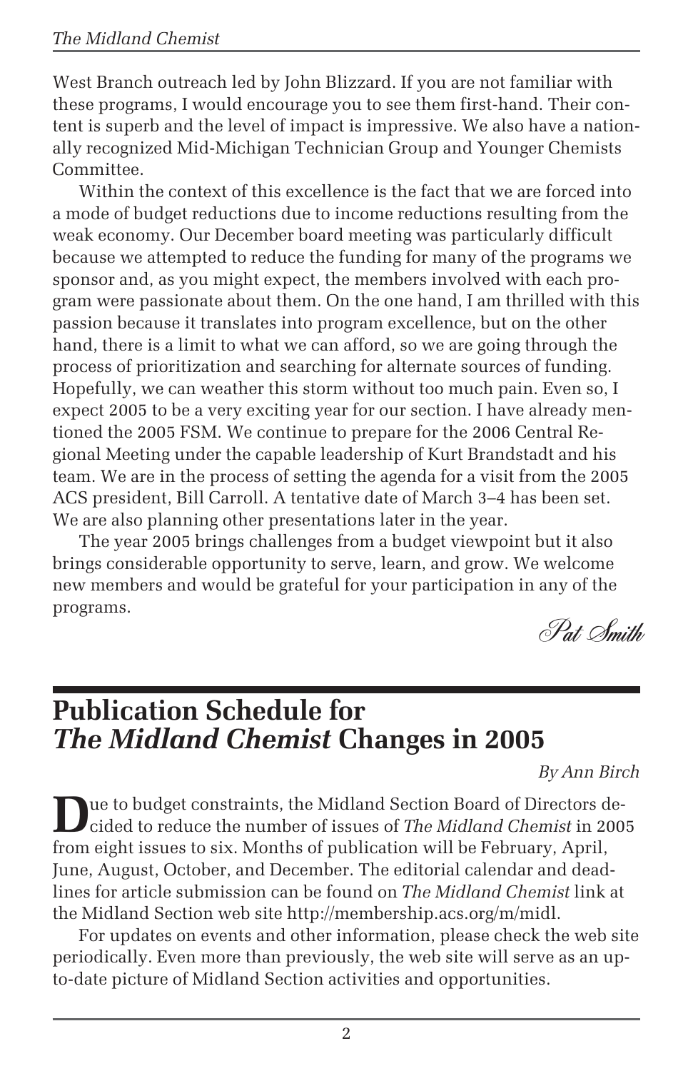West Branch outreach led by John Blizzard. If you are not familiar with these programs, I would encourage you to see them first-hand. Their content is superb and the level of impact is impressive. We also have a nationally recognized Mid-Michigan Technician Group and Younger Chemists Committee.

Within the context of this excellence is the fact that we are forced into a mode of budget reductions due to income reductions resulting from the weak economy. Our December board meeting was particularly difficult because we attempted to reduce the funding for many of the programs we sponsor and, as you might expect, the members involved with each program were passionate about them. On the one hand, I am thrilled with this passion because it translates into program excellence, but on the other hand, there is a limit to what we can afford, so we are going through the process of prioritization and searching for alternate sources of funding. Hopefully, we can weather this storm without too much pain. Even so, I expect 2005 to be a very exciting year for our section. I have already mentioned the 2005 FSM. We continue to prepare for the 2006 Central Regional Meeting under the capable leadership of Kurt Brandstadt and his team. We are in the process of setting the agenda for a visit from the 2005 ACS president, Bill Carroll. A tentative date of March 3–4 has been set. We are also planning other presentations later in the year.

The year 2005 brings challenges from a budget viewpoint but it also brings considerable opportunity to serve, learn, and grow. We welcome new members and would be grateful for your participation in any of the programs.

*Pat Smith*

## Publication Schedule for *The Midland Chemist* Changes in 2005

*By Ann Birch*

Due to budget constraints, the Midland Section Board of Directors decided to reduce the number of issues of *The Midland Chemist* in 2005 from eight issues to six. Months of publication will be February, April, June, August, October, and December. The editorial calendar and deadlines for article submission can be found on *The Midland Chemist* link at the Midland Section web site http://membership.acs.org/m/midl.

For updates on events and other information, please check the web site periodically. Even more than previously, the web site will serve as an up-to-date picture of Midland Section activities and opportunities.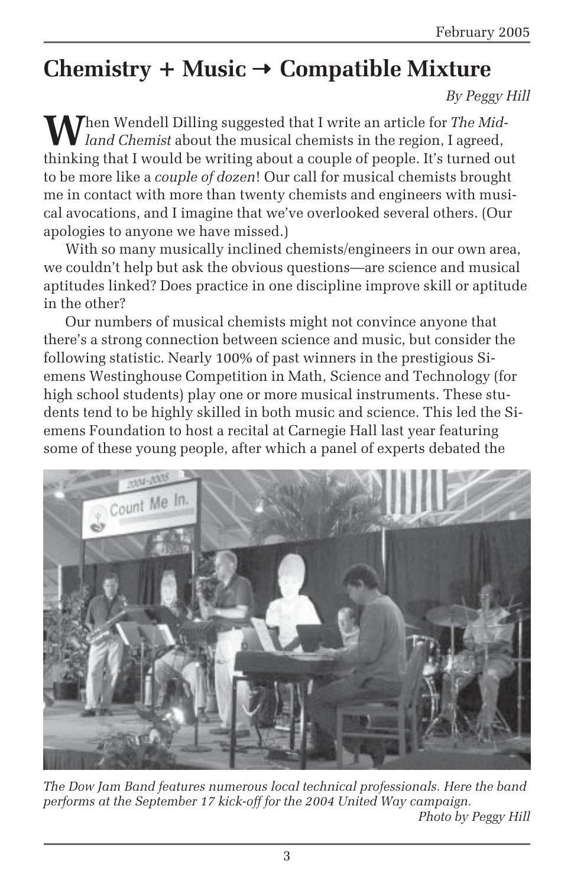# Chemistry + Music → Compatible Mixture

*By Peggy Hill*

When Wendell Dilling suggested that I write an article for *The Midland Chemist* about the musical chemists in the region, I agreed, thinking that I would be writing about a couple of people. It's turned out to be more like a *couple of dozen*! Our call for musical chemists brought me in contact with more than twenty chemists and engineers with musical avocations, and I imagine that we've overlooked several others. (Our apologies to anyone we have missed.)

With so many musically inclined chemists/engineers in our own area, we couldn't help but ask the obvious questions—are science and musical aptitudes linked? Does practice in one discipline improve skill or aptitude in the other?

Our numbers of musical chemists might not convince anyone that there's a strong connection between science and music, but consider the following statistic. Nearly 100% of past winners in the prestigious Siemens Westinghouse Competition in Math, Science and Technology (for high school students) play one or more musical instruments. These students tend to be highly skilled in both music and science. This led the Siemens Foundation to host a recital at Carnegie Hall last year featuring some of these young people, after which a panel of experts debated the

*The Dow Jam Band features numerous local technical professionals. Here the band performs at the September 17 kick-off for the 2004 United Way campaign.*
*Photo by Peggy Hill*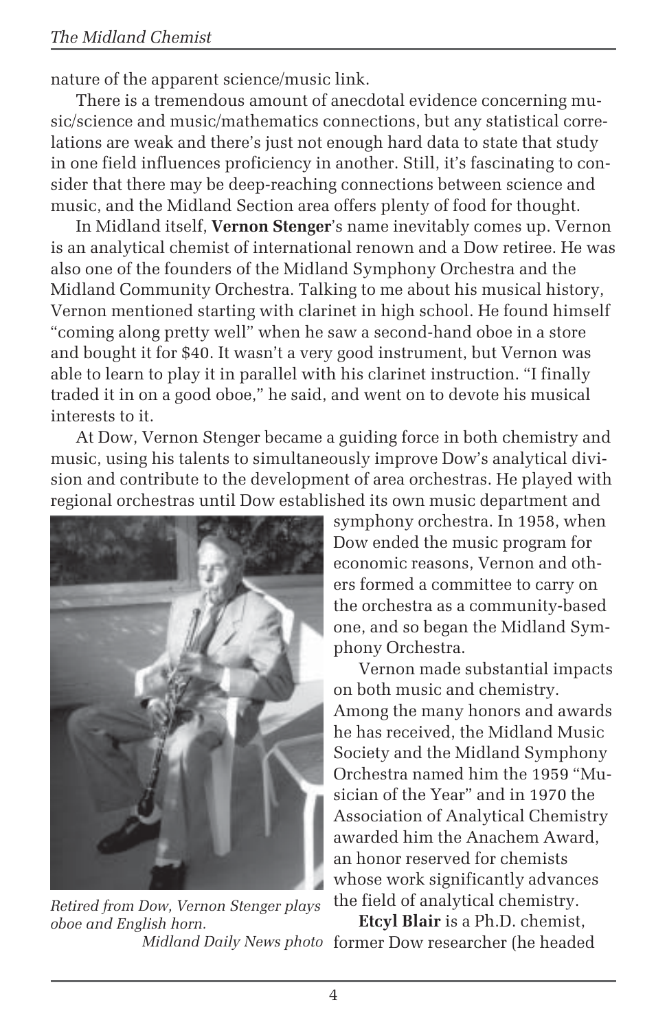nature of the apparent science/music link.

There is a tremendous amount of anecdotal evidence concerning music/science and music/mathematics connections, but any statistical correlations are weak and there's just not enough hard data to state that study in one field influences proficiency in another. Still, it's fascinating to consider that there may be deep-reaching connections between science and music, and the Midland Section area offers plenty of food for thought.

In Midland itself, **Vernon Stenger**'s name inevitably comes up. Vernon is an analytical chemist of international renown and a Dow retiree. He was also one of the founders of the Midland Symphony Orchestra and the Midland Community Orchestra. Talking to me about his musical history, Vernon mentioned starting with clarinet in high school. He found himself "coming along pretty well" when he saw a second-hand oboe in a store and bought it for $40. It wasn't a very good instrument, but Vernon was able to learn to play it in parallel with his clarinet instruction. "I finally traded it in on a good oboe," he said, and went on to devote his musical interests to it.

At Dow, Vernon Stenger became a guiding force in both chemistry and music, using his talents to simultaneously improve Dow's analytical division and contribute to the development of area orchestras. He played with regional orchestras until Dow established its own music department and symphony orchestra. In 1958, when Dow ended the music program for economic reasons, Vernon and others formed a committee to carry on the orchestra as a community-based one, and so began the Midland Symphony Orchestra.

*Retired from Dow, Vernon Stenger plays oboe and English horn.*
*Midland Daily News photo*

Vernon made substantial impacts on both music and chemistry. Among the many honors and awards he has received, the Midland Music Society and the Midland Symphony Orchestra named him the 1959 "Musician of the Year" and in 1970 the Association of Analytical Chemistry awarded him the Anachem Award, an honor reserved for chemists whose work significantly advances the field of analytical chemistry.

**Etcyl Blair** is a Ph.D. chemist, former Dow researcher (he headed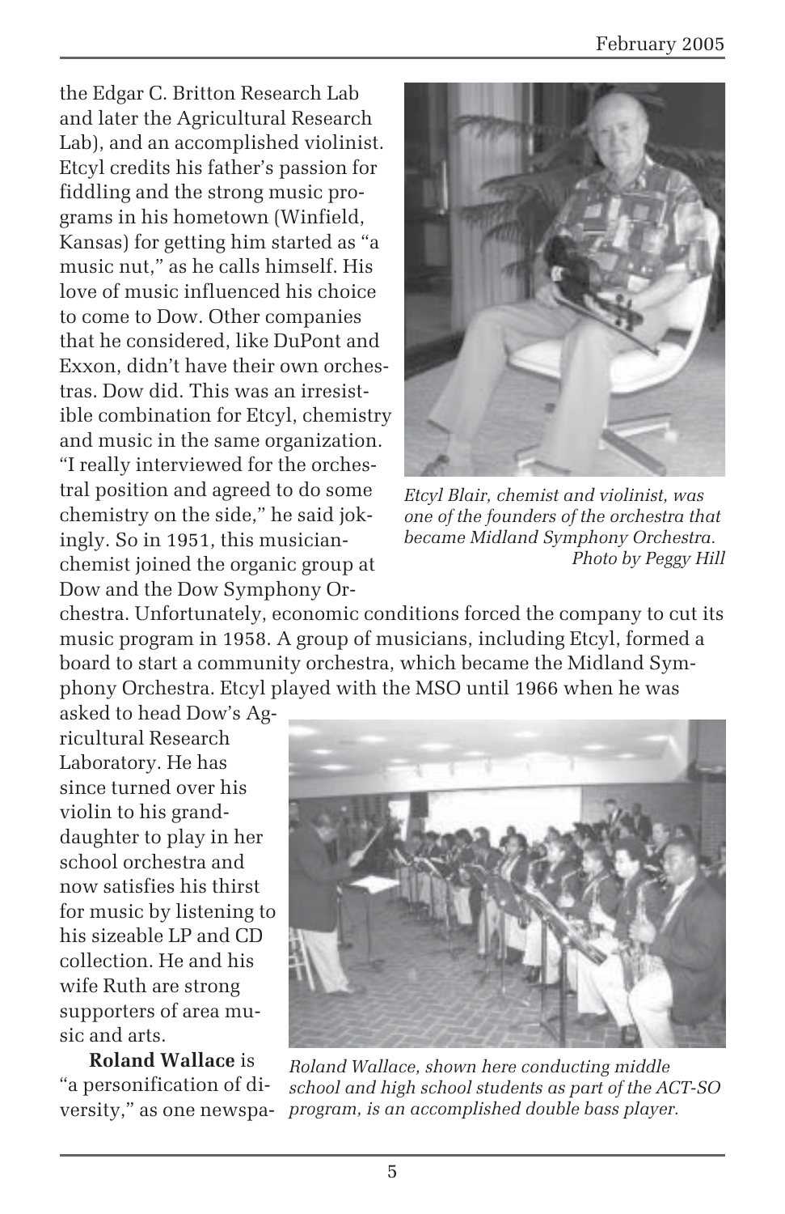the Edgar C. Britton Research Lab and later the Agricultural Research Lab), and an accomplished violinist. Etcyl credits his father's passion for fiddling and the strong music programs in his hometown (Winfield, Kansas) for getting him started as "a music nut," as he calls himself. His love of music influenced his choice to come to Dow. Other companies that he considered, like DuPont and Exxon, didn't have their own orchestras. Dow did. This was an irresistible combination for Etcyl, chemistry and music in the same organization. "I really interviewed for the orchestral position and agreed to do some chemistry on the side," he said jokingly. So in 1951, this musician-chemist joined the organic group at Dow and the Dow Symphony Orchestra. Unfortunately, economic conditions forced the company to cut its music program in 1958. A group of musicians, including Etcyl, formed a board to start a community orchestra, which became the Midland Symphony Orchestra. Etcyl played with the MSO until 1966 when he was asked to head Dow's Agricultural Research Laboratory. He has since turned over his violin to his granddaughter to play in her school orchestra and now satisfies his thirst for music by listening to his sizeable LP and CD collection. He and his wife Ruth are strong supporters of area music and arts.

*Etcyl Blair, chemist and violinist, was one of the founders of the orchestra that became Midland Symphony Orchestra. Photo by Peggy Hill*

**Roland Wallace** is "a personification of diversity," as one newspa-

*Roland Wallace, shown here conducting middle school and high school students as part of the ACT-SO program, is an accomplished double bass player.*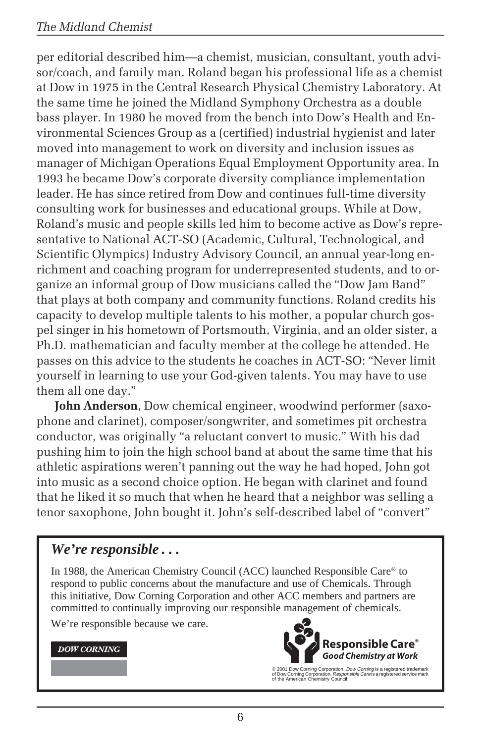per editorial described him—a chemist, musician, consultant, youth advisor/coach, and family man. Roland began his professional life as a chemist at Dow in 1975 in the Central Research Physical Chemistry Laboratory. At the same time he joined the Midland Symphony Orchestra as a double bass player. In 1980 he moved from the bench into Dow's Health and Environmental Sciences Group as a (certified) industrial hygienist and later moved into management to work on diversity and inclusion issues as manager of Michigan Operations Equal Employment Opportunity area. In 1993 he became Dow's corporate diversity compliance implementation leader. He has since retired from Dow and continues full-time diversity consulting work for businesses and educational groups. While at Dow, Roland's music and people skills led him to become active as Dow's representative to National ACT-SO (Academic, Cultural, Technological, and Scientific Olympics) Industry Advisory Council, an annual year-long enrichment and coaching program for underrepresented students, and to organize an informal group of Dow musicians called the "Dow Jam Band" that plays at both company and community functions. Roland credits his capacity to develop multiple talents to his mother, a popular church gospel singer in his hometown of Portsmouth, Virginia, and an older sister, a Ph.D. mathematician and faculty member at the college he attended. He passes on this advice to the students he coaches in ACT-SO: "Never limit yourself in learning to use your God-given talents. You may have to use them all one day."

**John Anderson**, Dow chemical engineer, woodwind performer (saxophone and clarinet), composer/songwriter, and sometimes pit orchestra conductor, was originally "a reluctant convert to music." With his dad pushing him to join the high school band at about the same time that his athletic aspirations weren't panning out the way he had hoped, John got into music as a second choice option. He began with clarinet and found that he liked it so much that when he heard that a neighbor was selling a tenor saxophone, John bought it. John's self-described label of "convert"

---

*We're responsible . . .*

In 1988, the American Chemistry Council (ACC) launched Responsible Care® to respond to public concerns about the manufacture and use of Chemicals. Through this initiative, Dow Corning Corporation and other ACC members and partners are committed to continually improving our responsible management of chemicals.

We're responsible because we care.

DOW CORNING

**Responsible Care®**
*Good Chemistry at Work*

© 2001 Dow Corning Corporation. *Dow Corning* is a registered trademark of Dow Corning Corporation. *Responsible Care* is a registered service mark of the American Chemistry Council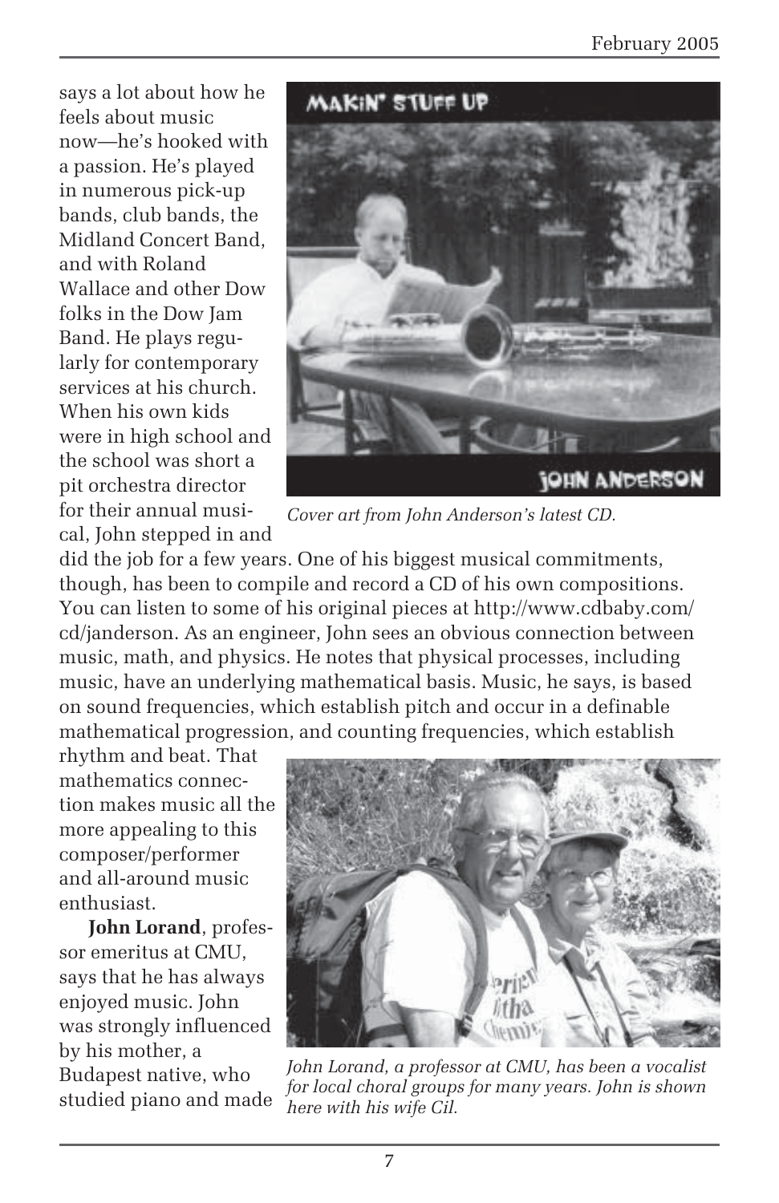says a lot about how he feels about music now—he's hooked with a passion. He's played in numerous pick-up bands, club bands, the Midland Concert Band, and with Roland Wallace and other Dow folks in the Dow Jam Band. He plays regularly for contemporary services at his church. When his own kids were in high school and the school was short a pit orchestra director for their annual musical, John stepped in and did the job for a few years. One of his biggest musical commitments, though, has been to compile and record a CD of his own compositions. You can listen to some of his original pieces at http://www.cdbaby.com/cd/janderson. As an engineer, John sees an obvious connection between music, math, and physics. He notes that physical processes, including music, have an underlying mathematical basis. Music, he says, is based on sound frequencies, which establish pitch and occur in a definable mathematical progression, and counting frequencies, which establish rhythm and beat. That mathematics connection makes music all the more appealing to this composer/performer and all-around music enthusiast.

*Cover art from John Anderson's latest CD.*

**John Lorand**, professor emeritus at CMU, says that he has always enjoyed music. John was strongly influenced by his mother, a Budapest native, who studied piano and made

*John Lorand, a professor at CMU, has been a vocalist for local choral groups for many years. John is shown here with his wife Cil.*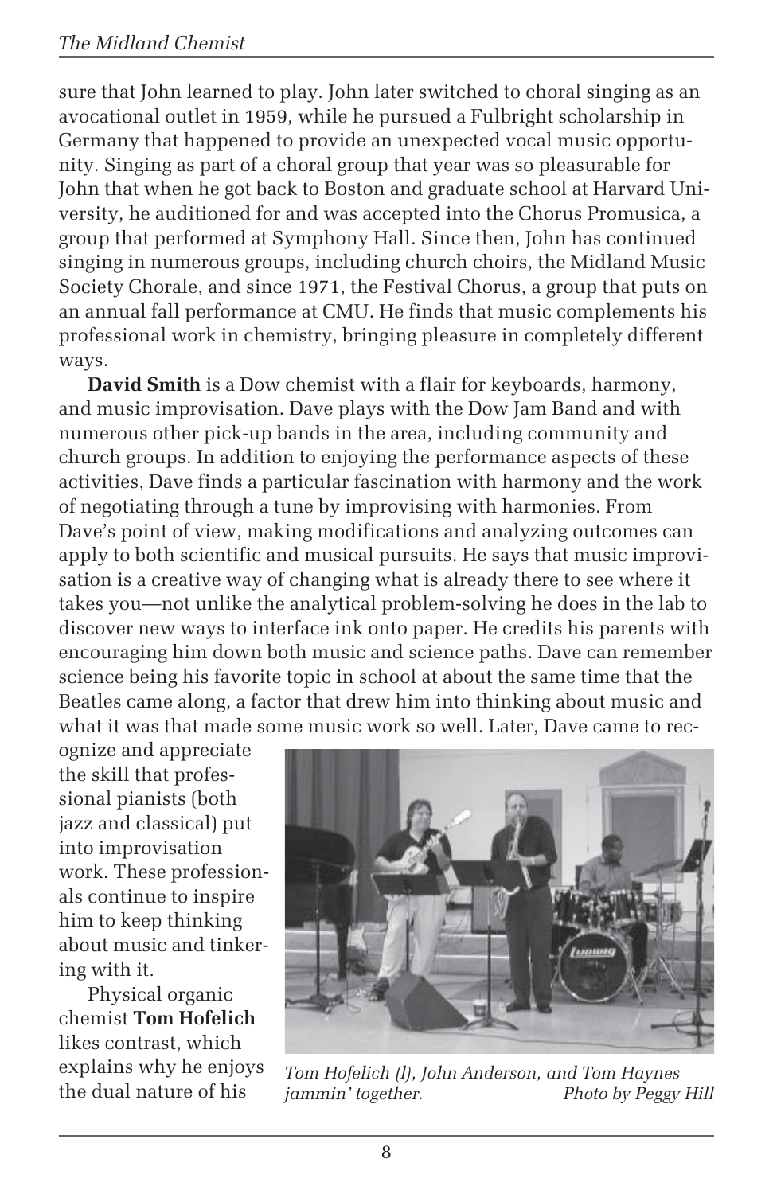sure that John learned to play. John later switched to choral singing as an avocational outlet in 1959, while he pursued a Fulbright scholarship in Germany that happened to provide an unexpected vocal music opportunity. Singing as part of a choral group that year was so pleasurable for John that when he got back to Boston and graduate school at Harvard University, he auditioned for and was accepted into the Chorus Promusica, a group that performed at Symphony Hall. Since then, John has continued singing in numerous groups, including church choirs, the Midland Music Society Chorale, and since 1971, the Festival Chorus, a group that puts on an annual fall performance at CMU. He finds that music complements his professional work in chemistry, bringing pleasure in completely different ways.

**David Smith** is a Dow chemist with a flair for keyboards, harmony, and music improvisation. Dave plays with the Dow Jam Band and with numerous other pick-up bands in the area, including community and church groups. In addition to enjoying the performance aspects of these activities, Dave finds a particular fascination with harmony and the work of negotiating through a tune by improvising with harmonies. From Dave's point of view, making modifications and analyzing outcomes can apply to both scientific and musical pursuits. He says that music improvisation is a creative way of changing what is already there to see where it takes you—not unlike the analytical problem-solving he does in the lab to discover new ways to interface ink onto paper. He credits his parents with encouraging him down both music and science paths. Dave can remember science being his favorite topic in school at about the same time that the Beatles came along, a factor that drew him into thinking about music and what it was that made some music work so well. Later, Dave came to recognize and appreciate the skill that professional pianists (both jazz and classical) put into improvisation work. These professionals continue to inspire him to keep thinking about music and tinkering with it.

*Tom Hofelich (l), John Anderson, and Tom Haynes jammin' together.* *Photo by Peggy Hill*

Physical organic chemist **Tom Hofelich** likes contrast, which explains why he enjoys the dual nature of his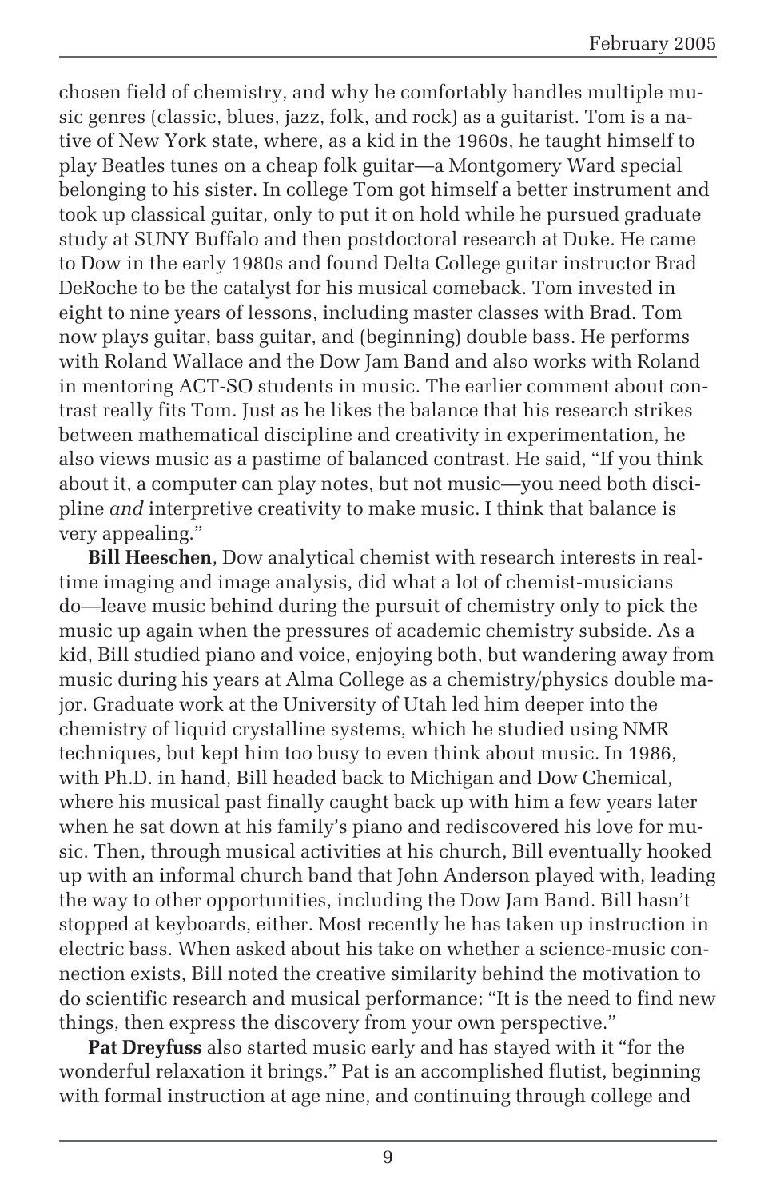chosen field of chemistry, and why he comfortably handles multiple music genres (classic, blues, jazz, folk, and rock) as a guitarist. Tom is a native of New York state, where, as a kid in the 1960s, he taught himself to play Beatles tunes on a cheap folk guitar—a Montgomery Ward special belonging to his sister. In college Tom got himself a better instrument and took up classical guitar, only to put it on hold while he pursued graduate study at SUNY Buffalo and then postdoctoral research at Duke. He came to Dow in the early 1980s and found Delta College guitar instructor Brad DeRoche to be the catalyst for his musical comeback. Tom invested in eight to nine years of lessons, including master classes with Brad. Tom now plays guitar, bass guitar, and (beginning) double bass. He performs with Roland Wallace and the Dow Jam Band and also works with Roland in mentoring ACT-SO students in music. The earlier comment about contrast really fits Tom. Just as he likes the balance that his research strikes between mathematical discipline and creativity in experimentation, he also views music as a pastime of balanced contrast. He said, "If you think about it, a computer can play notes, but not music—you need both discipline *and* interpretive creativity to make music. I think that balance is very appealing."

**Bill Heeschen**, Dow analytical chemist with research interests in real-time imaging and image analysis, did what a lot of chemist-musicians do—leave music behind during the pursuit of chemistry only to pick the music up again when the pressures of academic chemistry subside. As a kid, Bill studied piano and voice, enjoying both, but wandering away from music during his years at Alma College as a chemistry/physics double major. Graduate work at the University of Utah led him deeper into the chemistry of liquid crystalline systems, which he studied using NMR techniques, but kept him too busy to even think about music. In 1986, with Ph.D. in hand, Bill headed back to Michigan and Dow Chemical, where his musical past finally caught back up with him a few years later when he sat down at his family's piano and rediscovered his love for music. Then, through musical activities at his church, Bill eventually hooked up with an informal church band that John Anderson played with, leading the way to other opportunities, including the Dow Jam Band. Bill hasn't stopped at keyboards, either. Most recently he has taken up instruction in electric bass. When asked about his take on whether a science-music connection exists, Bill noted the creative similarity behind the motivation to do scientific research and musical performance: "It is the need to find new things, then express the discovery from your own perspective."

**Pat Dreyfuss** also started music early and has stayed with it "for the wonderful relaxation it brings." Pat is an accomplished flutist, beginning with formal instruction at age nine, and continuing through college and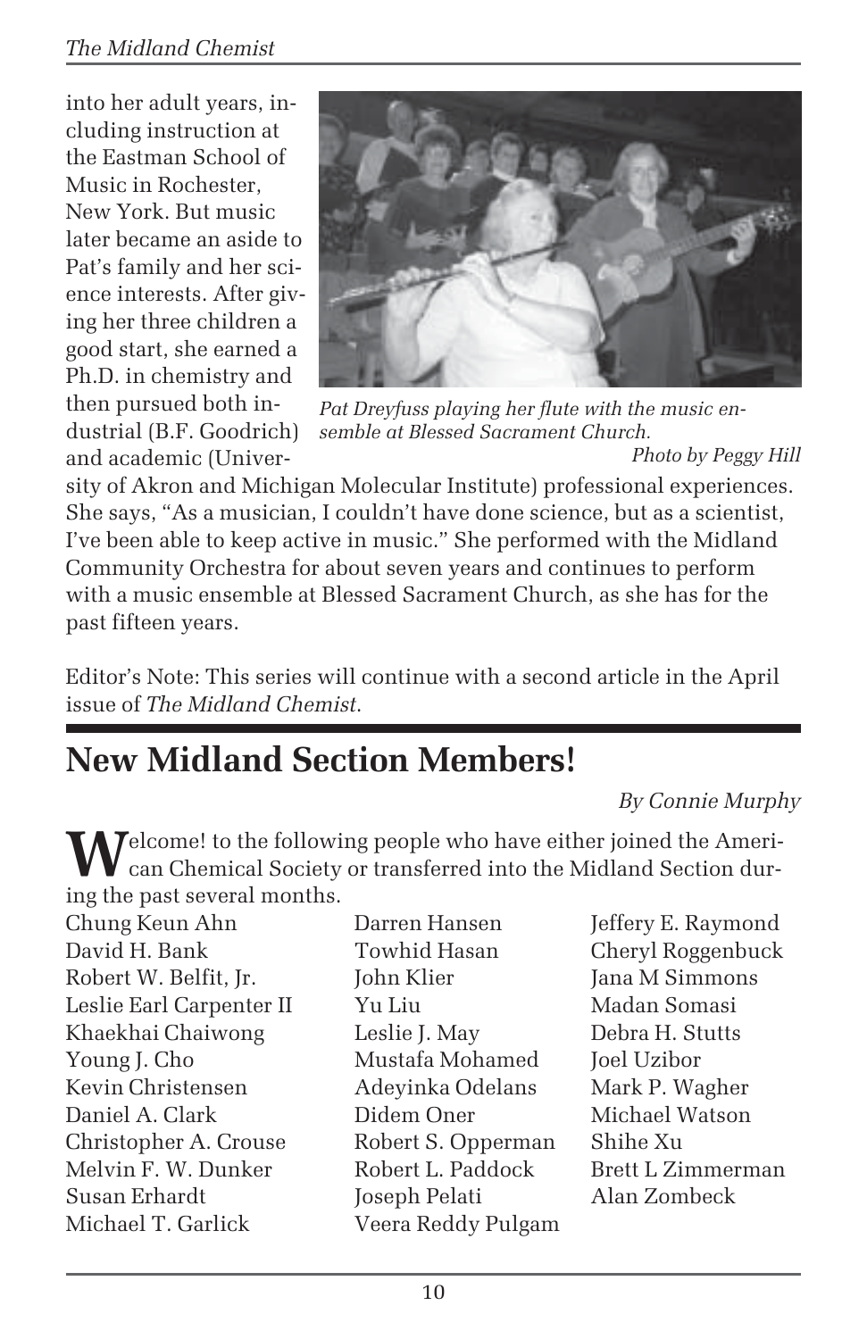into her adult years, including instruction at the Eastman School of Music in Rochester, New York. But music later became an aside to Pat's family and her science interests. After giving her three children a good start, she earned a Ph.D. in chemistry and then pursued both industrial (B.F. Goodrich) and academic (University of Akron and Michigan Molecular Institute) professional experiences. She says, "As a musician, I couldn't have done science, but as a scientist, I've been able to keep active in music." She performed with the Midland Community Orchestra for about seven years and continues to perform with a music ensemble at Blessed Sacrament Church, as she has for the past fifteen years.

*Pat Dreyfuss playing her flute with the music ensemble at Blessed Sacrament Church.*
*Photo by Peggy Hill*

Editor's Note: This series will continue with a second article in the April issue of *The Midland Chemist*.

# New Midland Section Members!

*By Connie Murphy*

Welcome! to the following people who have either joined the American Chemical Society or transferred into the Midland Section during the past several months.

Chung Keun Ahn
David H. Bank
Robert W. Belfit, Jr.
Leslie Earl Carpenter II
Khaekhai Chaiwong
Young J. Cho
Kevin Christensen
Daniel A. Clark
Christopher A. Crouse
Melvin F. W. Dunker
Susan Erhardt
Michael T. Garlick
Darren Hansen
Towhid Hasan
John Klier
Yu Liu
Leslie J. May
Mustafa Mohamed
Adeyinka Odelans
Didem Oner
Robert S. Opperman
Robert L. Paddock
Joseph Pelati
Veera Reddy Pulgam
Jeffery E. Raymond
Cheryl Roggenbuck
Jana M Simmons
Madan Somasi
Debra H. Stutts
Joel Uzibor
Mark P. Wagher
Michael Watson
Shihe Xu
Brett L Zimmerman
Alan Zombeck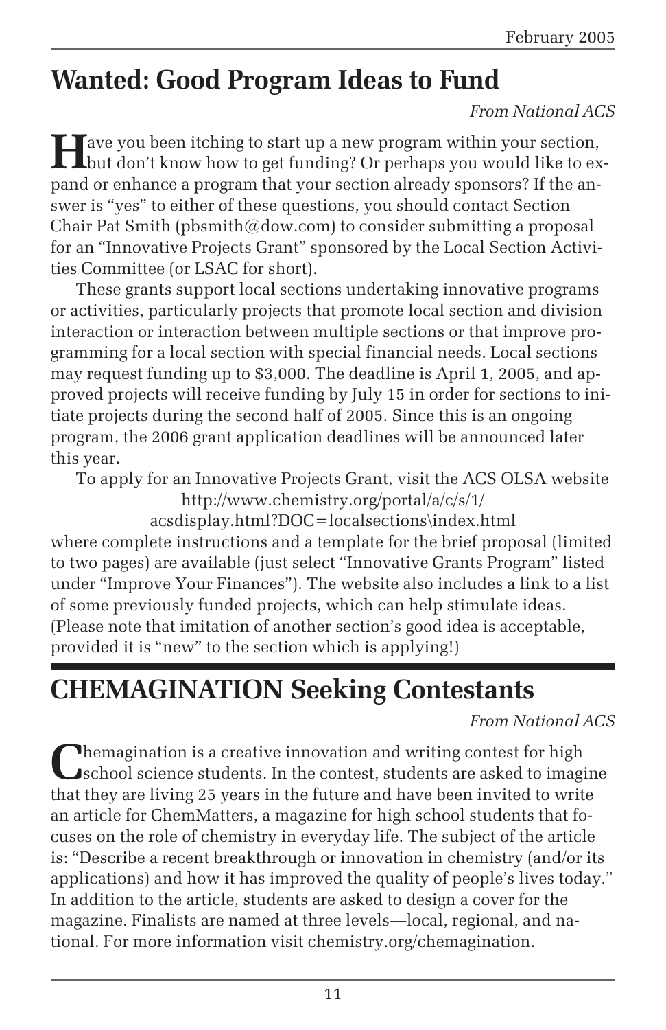# Wanted: Good Program Ideas to Fund

*From National ACS*

Have you been itching to start up a new program within your section, but don't know how to get funding? Or perhaps you would like to expand or enhance a program that your section already sponsors? If the answer is "yes" to either of these questions, you should contact Section Chair Pat Smith (pbsmith@dow.com) to consider submitting a proposal for an "Innovative Projects Grant" sponsored by the Local Section Activities Committee (or LSAC for short).

These grants support local sections undertaking innovative programs or activities, particularly projects that promote local section and division interaction or interaction between multiple sections or that improve programming for a local section with special financial needs. Local sections may request funding up to $3,000. The deadline is April 1, 2005, and approved projects will receive funding by July 15 in order for sections to initiate projects during the second half of 2005. Since this is an ongoing program, the 2006 grant application deadlines will be announced later this year.

To apply for an Innovative Projects Grant, visit the ACS OLSA website http://www.chemistry.org/portal/a/c/s/1/acsdisplay.html?DOC=localsections\index.html where complete instructions and a template for the brief proposal (limited to two pages) are available (just select "Innovative Grants Program" listed under "Improve Your Finances"). The website also includes a link to a list of some previously funded projects, which can help stimulate ideas. (Please note that imitation of another section's good idea is acceptable, provided it is "new" to the section which is applying!)

# CHEMAGINATION Seeking Contestants

*From National ACS*

Chemagination is a creative innovation and writing contest for high school science students. In the contest, students are asked to imagine that they are living 25 years in the future and have been invited to write an article for ChemMatters, a magazine for high school students that focuses on the role of chemistry in everyday life. The subject of the article is: "Describe a recent breakthrough or innovation in chemistry (and/or its applications) and how it has improved the quality of people's lives today." In addition to the article, students are asked to design a cover for the magazine. Finalists are named at three levels—local, regional, and national. For more information visit chemistry.org/chemagination.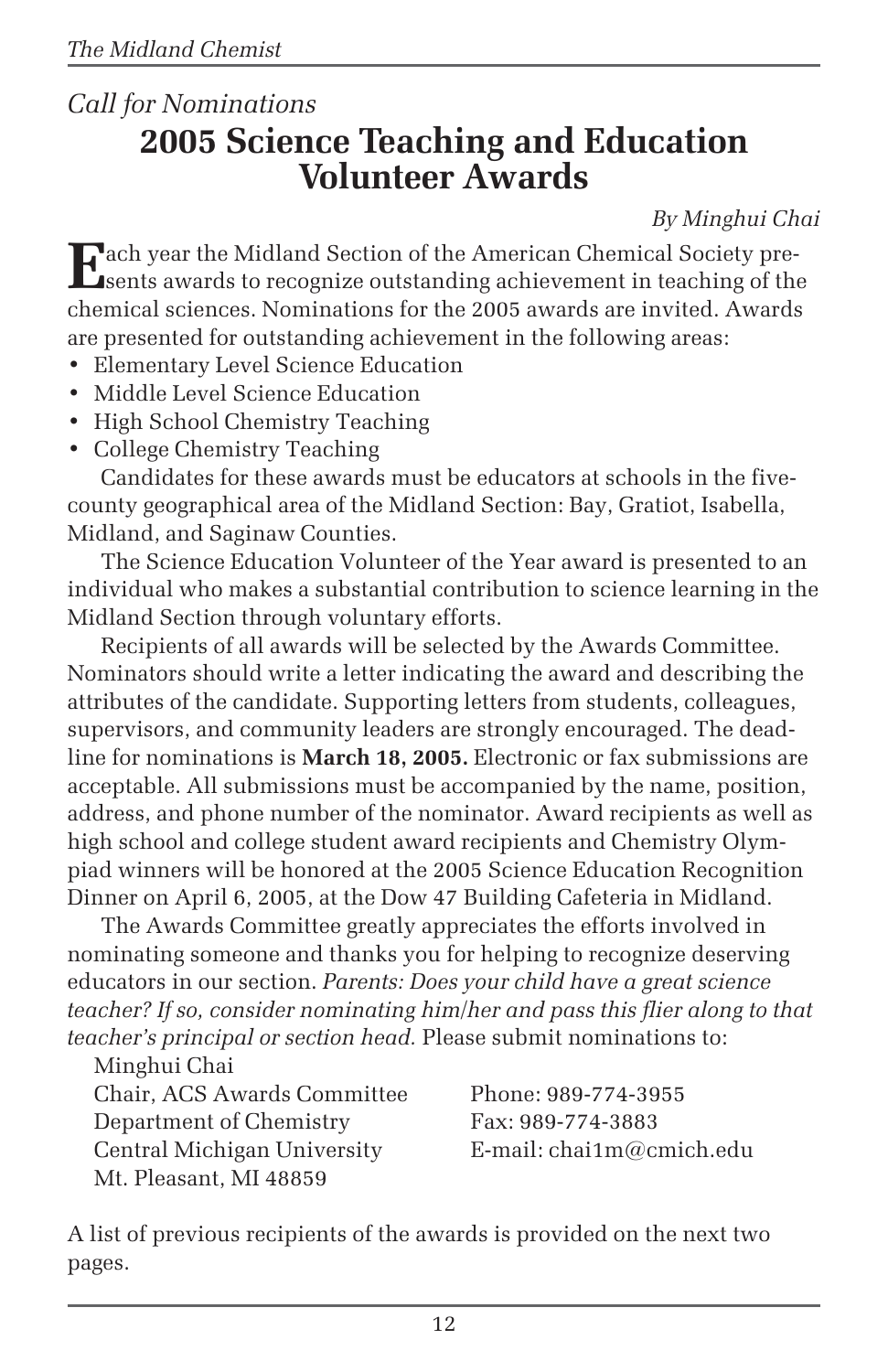*Call for Nominations*

# 2005 Science Teaching and Education Volunteer Awards

*By Minghui Chai*

Each year the Midland Section of the American Chemical Society presents awards to recognize outstanding achievement in teaching of the chemical sciences. Nominations for the 2005 awards are invited. Awards are presented for outstanding achievement in the following areas:

- Elementary Level Science Education
- Middle Level Science Education
- High School Chemistry Teaching
- College Chemistry Teaching

Candidates for these awards must be educators at schools in the five-county geographical area of the Midland Section: Bay, Gratiot, Isabella, Midland, and Saginaw Counties.

The Science Education Volunteer of the Year award is presented to an individual who makes a substantial contribution to science learning in the Midland Section through voluntary efforts.

Recipients of all awards will be selected by the Awards Committee. Nominators should write a letter indicating the award and describing the attributes of the candidate. Supporting letters from students, colleagues, supervisors, and community leaders are strongly encouraged. The deadline for nominations is **March 18, 2005.** Electronic or fax submissions are acceptable. All submissions must be accompanied by the name, position, address, and phone number of the nominator. Award recipients as well as high school and college student award recipients and Chemistry Olympiad winners will be honored at the 2005 Science Education Recognition Dinner on April 6, 2005, at the Dow 47 Building Cafeteria in Midland.

The Awards Committee greatly appreciates the efforts involved in nominating someone and thanks you for helping to recognize deserving educators in our section. *Parents: Does your child have a great science teacher? If so, consider nominating him/her and pass this flier along to that teacher's principal or section head.* Please submit nominations to:

Minghui Chai
Chair, ACS Awards Committee
Department of Chemistry
Central Michigan University
Mt. Pleasant, MI 48859

Phone: 989-774-3955
Fax: 989-774-3883
E-mail: chai1m@cmich.edu

A list of previous recipients of the awards is provided on the next two pages.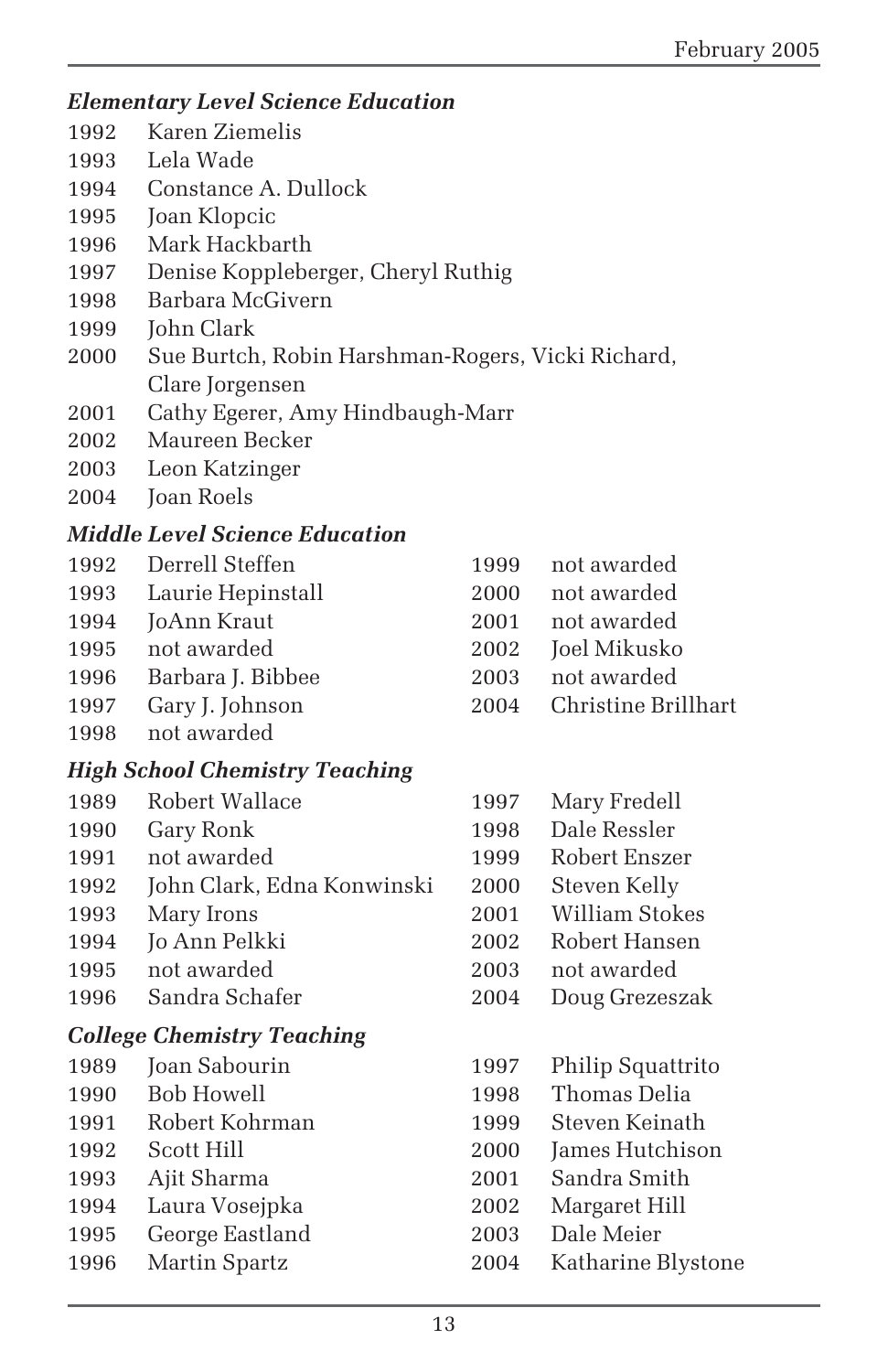### *Elementary Level Science Education*

1992 Karen Ziemelis
1993 Lela Wade
1994 Constance A. Dullock
1995 Joan Klopcic
1996 Mark Hackbarth
1997 Denise Koppleberger, Cheryl Ruthig
1998 Barbara McGivern
1999 John Clark
2000 Sue Burtch, Robin Harshman-Rogers, Vicki Richard, Clare Jorgensen
2001 Cathy Egerer, Amy Hindbaugh-Marr
2002 Maureen Becker
2003 Leon Katzinger
2004 Joan Roels

### *Middle Level Science Education*

1992 Derrell Steffen
1993 Laurie Hepinstall
1994 JoAnn Kraut
1995 not awarded
1996 Barbara J. Bibbee
1997 Gary J. Johnson
1998 not awarded
1999 not awarded
2000 not awarded
2001 not awarded
2002 Joel Mikusko
2003 not awarded
2004 Christine Brillhart

### *High School Chemistry Teaching*

1989 Robert Wallace
1990 Gary Ronk
1991 not awarded
1992 John Clark, Edna Konwinski
1993 Mary Irons
1994 Jo Ann Pelkki
1995 not awarded
1996 Sandra Schafer
1997 Mary Fredell
1998 Dale Ressler
1999 Robert Enszer
2000 Steven Kelly
2001 William Stokes
2002 Robert Hansen
2003 not awarded
2004 Doug Grezeszak

### *College Chemistry Teaching*

1989 Joan Sabourin
1990 Bob Howell
1991 Robert Kohrman
1992 Scott Hill
1993 Ajit Sharma
1994 Laura Vosejpka
1995 George Eastland
1996 Martin Spartz
1997 Philip Squattrito
1998 Thomas Delia
1999 Steven Keinath
2000 James Hutchison
2001 Sandra Smith
2002 Margaret Hill
2003 Dale Meier
2004 Katharine Blystone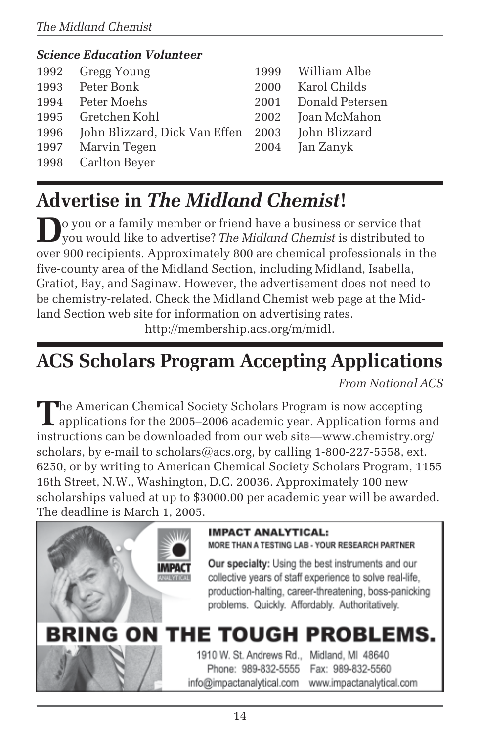### *Science Education Volunteer*

| | |
|---|---|
| 1992 | Gregg Young |
| 1993 | Peter Bonk |
| 1994 | Peter Moehs |
| 1995 | Gretchen Kohl |
| 1996 | John Blizzard, Dick Van Effen |
| 1997 | Marvin Tegen |
| 1998 | Carlton Beyer |
| 1999 | William Albe |
| 2000 | Karol Childs |
| 2001 | Donald Petersen |
| 2002 | Joan McMahon |
| 2003 | John Blizzard |
| 2004 | Jan Zanyk |

# Advertise in *The Midland Chemist*!

Do you or a family member or friend have a business or service that you would like to advertise? *The Midland Chemist* is distributed to over 900 recipients. Approximately 800 are chemical professionals in the five-county area of the Midland Section, including Midland, Isabella, Gratiot, Bay, and Saginaw. However, the advertisement does not need to be chemistry-related. Check the Midland Chemist web page at the Midland Section web site for information on advertising rates.

http://membership.acs.org/m/midl.

# ACS Scholars Program Accepting Applications

*From National ACS*

The American Chemical Society Scholars Program is now accepting applications for the 2005–2006 academic year. Application forms and instructions can be downloaded from our web site—www.chemistry.org/scholars, by e-mail to scholars@acs.org, by calling 1-800-227-5558, ext. 6250, or by writing to American Chemical Society Scholars Program, 1155 16th Street, N.W., Washington, D.C. 20036. Approximately 100 new scholarships valued at up to $3000.00 per academic year will be awarded. The deadline is March 1, 2005.

**IMPACT ANALYTICAL:**
**MORE THAN A TESTING LAB - YOUR RESEARCH PARTNER**

**Our specialty:** Using the best instruments and our collective years of staff experience to solve real-life, production-halting, career-threatening, boss-panicking problems. Quickly. Affordably. Authoritatively.

**BRING ON THE TOUGH PROBLEMS.**

1910 W. St. Andrews Rd., Midland, MI 48640
Phone: 989-832-5555 Fax: 989-832-5560
info@impactanalytical.com www.impactanalytical.com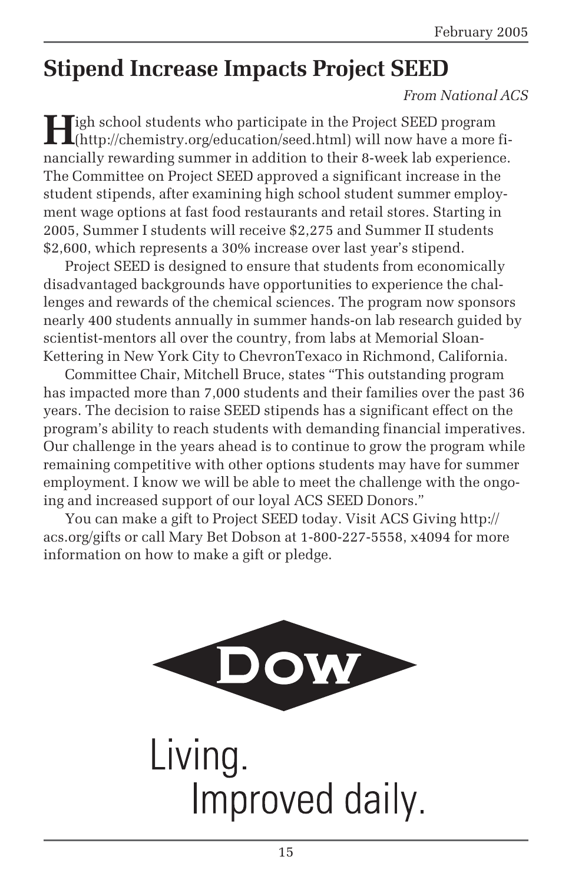## Stipend Increase Impacts Project SEED

*From National ACS*

High school students who participate in the Project SEED program (http://chemistry.org/education/seed.html) will now have a more financially rewarding summer in addition to their 8-week lab experience. The Committee on Project SEED approved a significant increase in the student stipends, after examining high school student summer employment wage options at fast food restaurants and retail stores. Starting in 2005, Summer I students will receive $2,275 and Summer II students $2,600, which represents a 30% increase over last year's stipend.

Project SEED is designed to ensure that students from economically disadvantaged backgrounds have opportunities to experience the challenges and rewards of the chemical sciences. The program now sponsors nearly 400 students annually in summer hands-on lab research guided by scientist-mentors all over the country, from labs at Memorial Sloan-Kettering in New York City to ChevronTexaco in Richmond, California.

Committee Chair, Mitchell Bruce, states "This outstanding program has impacted more than 7,000 students and their families over the past 36 years. The decision to raise SEED stipends has a significant effect on the program's ability to reach students with demanding financial imperatives. Our challenge in the years ahead is to continue to grow the program while remaining competitive with other options students may have for summer employment. I know we will be able to meet the challenge with the ongoing and increased support of our loyal ACS SEED Donors."

You can make a gift to Project SEED today. Visit ACS Giving http://acs.org/gifts or call Mary Bet Dobson at 1-800-227-5558, x4094 for more information on how to make a gift or pledge.

DOW

Living.
Improved daily.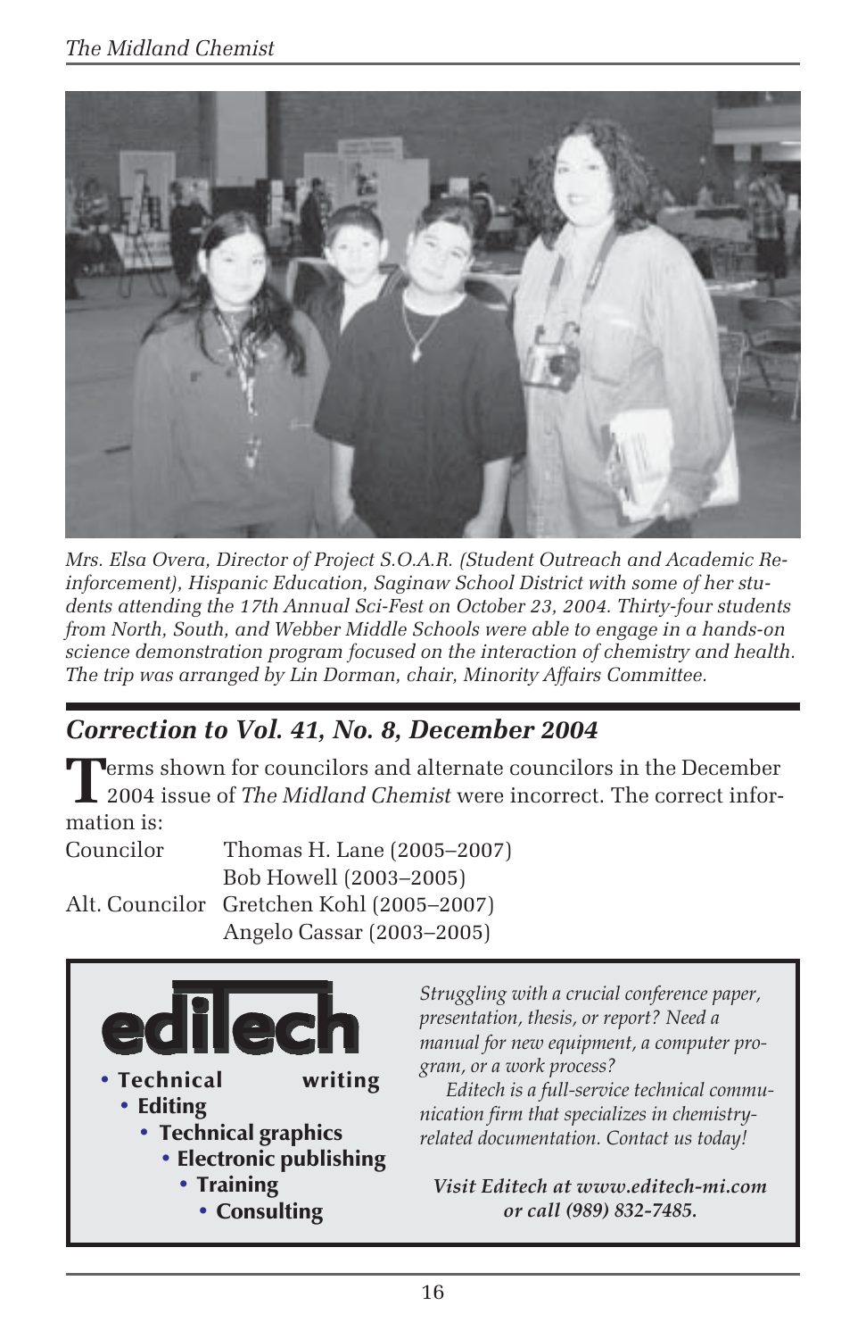*Mrs. Elsa Overa, Director of Project S.O.A.R. (Student Outreach and Academic Reinforcement), Hispanic Education, Saginaw School District with some of her students attending the 17th Annual Sci-Fest on October 23, 2004. Thirty-four students from North, South, and Webber Middle Schools were able to engage in a hands-on science demonstration program focused on the interaction of chemistry and health. The trip was arranged by Lin Dorman, chair, Minority Affairs Committee.*

## *Correction to Vol. 41, No. 8, December 2004*

Terms shown for councilors and alternate councilors in the December 2004 issue of *The Midland Chemist* were incorrect. The correct information is:

| | |
|---|---|
| Councilor | Thomas H. Lane (2005–2007) |
| | Bob Howell (2003–2005) |
| Alt. Councilor | Gretchen Kohl (2005–2007) |
| | Angelo Cassar (2003–2005) |

**ediTech**

- **Technical writing**
- **Editing**
- **Technical graphics**
- **Electronic publishing**
- **Training**
- **Consulting**

*Struggling with a crucial conference paper, presentation, thesis, or report? Need a manual for new equipment, a computer program, or a work process?*

*Editech is a full-service technical communication firm that specializes in chemistry-related documentation. Contact us today!*

***Visit Editech at www.editech-mi.com or call (989) 832-7485.***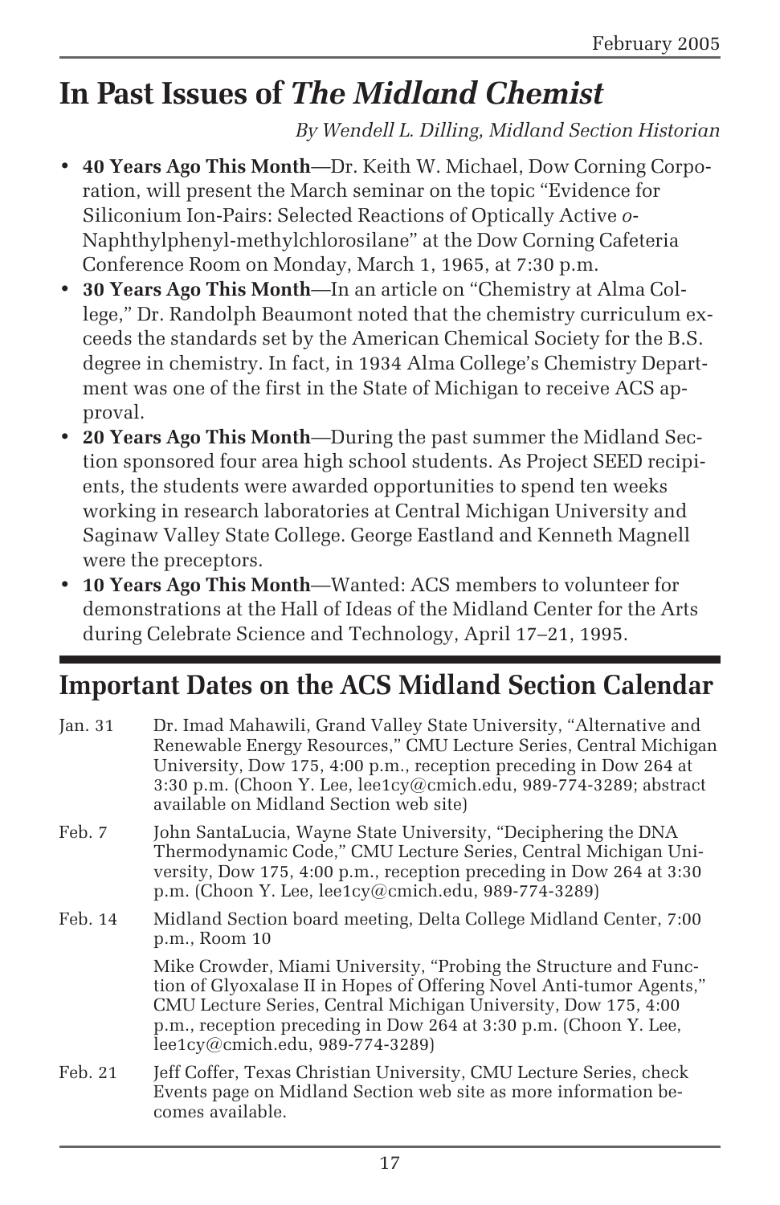# In Past Issues of *The Midland Chemist*

*By Wendell L. Dilling, Midland Section Historian*

- **40 Years Ago This Month**—Dr. Keith W. Michael, Dow Corning Corporation, will present the March seminar on the topic "Evidence for Siliconium Ion-Pairs: Selected Reactions of Optically Active *o*-Naphthylphenyl-methylchlorosilane" at the Dow Corning Cafeteria Conference Room on Monday, March 1, 1965, at 7:30 p.m.
- **30 Years Ago This Month**—In an article on "Chemistry at Alma College," Dr. Randolph Beaumont noted that the chemistry curriculum exceeds the standards set by the American Chemical Society for the B.S. degree in chemistry. In fact, in 1934 Alma College's Chemistry Department was one of the first in the State of Michigan to receive ACS approval.
- **20 Years Ago This Month**—During the past summer the Midland Section sponsored four area high school students. As Project SEED recipients, the students were awarded opportunities to spend ten weeks working in research laboratories at Central Michigan University and Saginaw Valley State College. George Eastland and Kenneth Magnell were the preceptors.
- **10 Years Ago This Month**—Wanted: ACS members to volunteer for demonstrations at the Hall of Ideas of the Midland Center for the Arts during Celebrate Science and Technology, April 17–21, 1995.

## Important Dates on the ACS Midland Section Calendar

| | |
|---|---|
| Jan. 31 | Dr. Imad Mahawili, Grand Valley State University, "Alternative and Renewable Energy Resources," CMU Lecture Series, Central Michigan University, Dow 175, 4:00 p.m., reception preceding in Dow 264 at 3:30 p.m. (Choon Y. Lee, lee1cy@cmich.edu, 989-774-3289; abstract available on Midland Section web site) |
| Feb. 7 | John SantaLucia, Wayne State University, "Deciphering the DNA Thermodynamic Code," CMU Lecture Series, Central Michigan University, Dow 175, 4:00 p.m., reception preceding in Dow 264 at 3:30 p.m. (Choon Y. Lee, lee1cy@cmich.edu, 989-774-3289) |
| Feb. 14 | Midland Section board meeting, Delta College Midland Center, 7:00 p.m., Room 10 |
| | Mike Crowder, Miami University, "Probing the Structure and Function of Glyoxalase II in Hopes of Offering Novel Anti-tumor Agents," CMU Lecture Series, Central Michigan University, Dow 175, 4:00 p.m., reception preceding in Dow 264 at 3:30 p.m. (Choon Y. Lee, lee1cy@cmich.edu, 989-774-3289) |
| Feb. 21 | Jeff Coffer, Texas Christian University, CMU Lecture Series, check Events page on Midland Section web site as more information becomes available. |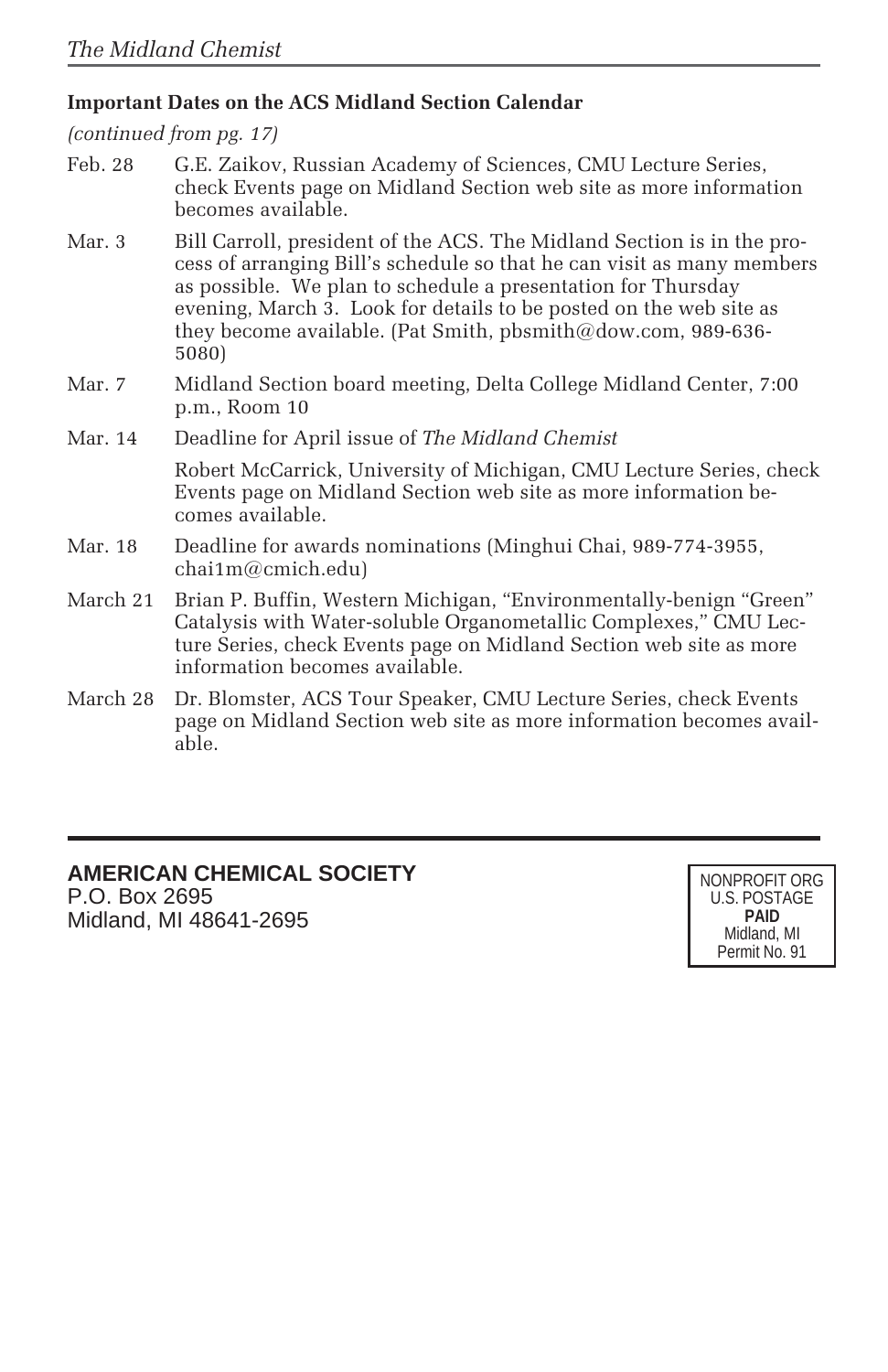**Important Dates on the ACS Midland Section Calendar**

*(continued from pg. 17)*

| | |
|---|---|
| Feb. 28 | G.E. Zaikov, Russian Academy of Sciences, CMU Lecture Series, check Events page on Midland Section web site as more information becomes available. |
| Mar. 3 | Bill Carroll, president of the ACS. The Midland Section is in the process of arranging Bill's schedule so that he can visit as many members as possible. We plan to schedule a presentation for Thursday evening, March 3. Look for details to be posted on the web site as they become available. (Pat Smith, pbsmith@dow.com, 989-636-5080) |
| Mar. 7 | Midland Section board meeting, Delta College Midland Center, 7:00 p.m., Room 10 |
| Mar. 14 | Deadline for April issue of *The Midland Chemist* |
| | Robert McCarrick, University of Michigan, CMU Lecture Series, check Events page on Midland Section web site as more information becomes available. |
| Mar. 18 | Deadline for awards nominations (Minghui Chai, 989-774-3955, chai1m@cmich.edu) |
| March 21 | Brian P. Buffin, Western Michigan, "Environmentally-benign "Green" Catalysis with Water-soluble Organometallic Complexes," CMU Lecture Series, check Events page on Midland Section web site as more information becomes available. |
| March 28 | Dr. Blomster, ACS Tour Speaker, CMU Lecture Series, check Events page on Midland Section web site as more information becomes available. |

**AMERICAN CHEMICAL SOCIETY**
P.O. Box 2695
Midland, MI 48641-2695

NONPROFIT ORG
U.S. POSTAGE
**PAID**
Midland, MI
Permit No. 91